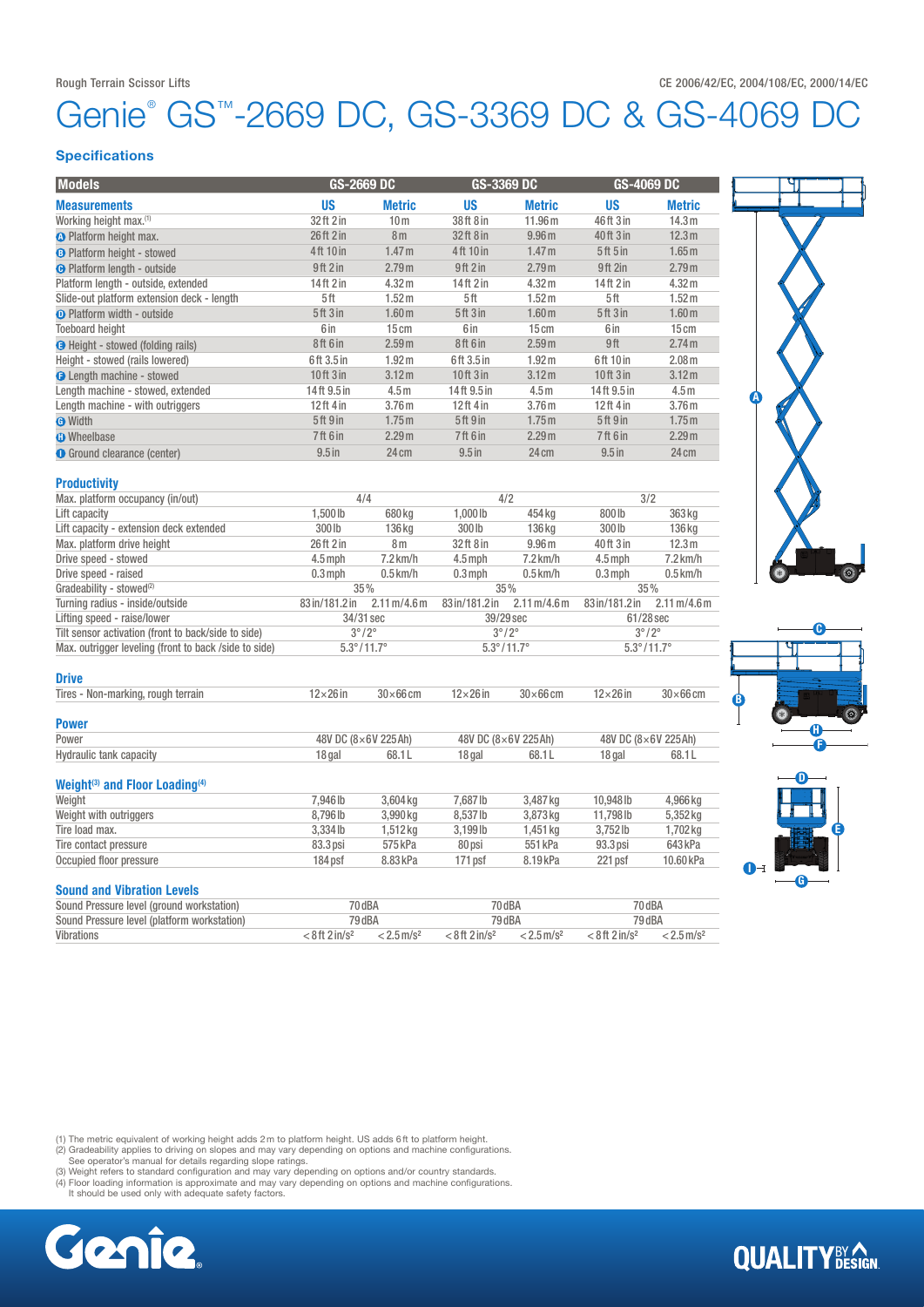Rough Terrain Scissor Lifts

CE 2006/42/EC, 2004/108/EC, 2000/14/EC

# Genie® GS™-2669 DC, GS-3369 DC & GS-4069 DC

## Specifications

| Models | GS-2669 DC | | GS-3369 DC | | GS-4069 DC | |
|---|---|---|---|---|---|---|
| **Measurements** | **US** | **Metric** | **US** | **Metric** | **US** | **Metric** |
| Working height max.[1] | 32 ft 2 in | 10 m | 38 ft 8 in | 11.96 m | 46 ft 3 in | 14.3 m |
| A Platform height max. | 26 ft 2 in | 8 m | 32 ft 8 in | 9.96 m | 40 ft 3 in | 12.3 m |
| B Platform height - stowed | 4 ft 10 in | 1.47 m | 4 ft 10 in | 1.47 m | 5 ft 5 in | 1.65 m |
| C Platform length - outside | 9 ft 2 in | 2.79 m | 9 ft 2 in | 2.79 m | 9 ft 2in | 2.79 m |
| Platform length - outside, extended | 14 ft 2 in | 4.32 m | 14 ft 2 in | 4.32 m | 14 ft 2 in | 4.32 m |
| Slide-out platform extension deck - length | 5 ft | 1.52 m | 5 ft | 1.52 m | 5 ft | 1.52 m |
| D Platform width - outside | 5 ft 3 in | 1.60 m | 5 ft 3 in | 1.60 m | 5 ft 3 in | 1.60 m |
| Toeboard height | 6 in | 15 cm | 6 in | 15 cm | 6 in | 15 cm |
| E Height - stowed (folding rails) | 8 ft 6 in | 2.59 m | 8 ft 6 in | 2.59 m | 9 ft | 2.74 m |
| Height - stowed (rails lowered) | 6 ft 3.5 in | 1.92 m | 6 ft 3.5 in | 1.92 m | 6 ft 10 in | 2.08 m |
| F Length machine - stowed | 10 ft 3 in | 3.12 m | 10 ft 3 in | 3.12 m | 10 ft 3 in | 3.12 m |
| Length machine - stowed, extended | 14 ft 9.5 in | 4.5 m | 14 ft 9.5 in | 4.5 m | 14 ft 9.5 in | 4.5 m |
| Length machine - with outriggers | 12 ft 4 in | 3.76 m | 12 ft 4 in | 3.76 m | 12 ft 4 in | 3.76 m |
| G Width | 5 ft 9 in | 1.75 m | 5 ft 9 in | 1.75 m | 5 ft 9 in | 1.75 m |
| H Wheelbase | 7 ft 6 in | 2.29 m | 7 ft 6 in | 2.29 m | 7 ft 6 in | 2.29 m |
| I Ground clearance (center) | 9.5 in | 24 cm | 9.5 in | 24 cm | 9.5 in | 24 cm |

### Productivity

| | GS-2669 DC | | GS-3369 DC | | GS-4069 DC | |
|---|---|---|---|---|---|---|
| Max. platform occupancy (in/out) | 4/4 | | 4/2 | | 3/2 | |
| Lift capacity | 1,500 lb | 680 kg | 1,000 lb | 454 kg | 800 lb | 363 kg |
| Lift capacity - extension deck extended | 300 lb | 136 kg | 300 lb | 136 kg | 300 lb | 136 kg |
| Max. platform drive height | 26 ft 2 in | 8 m | 32 ft 8 in | 9.96 m | 40 ft 3 in | 12.3 m |
| Drive speed - stowed | 4.5 mph | 7.2 km/h | 4.5 mph | 7.2 km/h | 4.5 mph | 7.2 km/h |
| Drive speed - raised | 0.3 mph | 0.5 km/h | 0.3 mph | 0.5 km/h | 0.3 mph | 0.5 km/h |
| Gradeability - stowed[2] | 35% | | 35% | | 35% | |
| Turning radius - inside/outside | 83 in/181.2 in | 2.11 m/4.6 m | 83 in/181.2 in | 2.11 m/4.6 m | 83 in/181.2 in | 2.11 m/4.6 m |
| Lifting speed - raise/lower | 34/31 sec | | 39/29 sec | | 61/28 sec | |
| Tilt sensor activation (front to back/side to side) | 3°/2° | | 3°/2° | | 3°/2° | |
| Max. outrigger leveling (front to back /side to side) | 5.3°/11.7° | | 5.3°/11.7° | | 5.3°/11.7° | |

### Drive

| | GS-2669 DC | | GS-3369 DC | | GS-4069 DC | |
|---|---|---|---|---|---|---|
| Tires - Non-marking, rough terrain | 12×26 in | 30×66 cm | 12×26 in | 30×66 cm | 12×26 in | 30×66 cm |

### Power

| | GS-2669 DC | | GS-3369 DC | | GS-4069 DC | |
|---|---|---|---|---|---|---|
| Power | 48V DC (8×6V 225Ah) | | 48V DC (8×6V 225Ah) | | 48V DC (8×6V 225Ah) | |
| Hydraulic tank capacity | 18 gal | 68.1 L | 18 gal | 68.1 L | 18 gal | 68.1 L |

### Weight[3] and Floor Loading[4]

| | GS-2669 DC | | GS-3369 DC | | GS-4069 DC | |
|---|---|---|---|---|---|---|
| Weight | 7,946 lb | 3,604 kg | 7,687 lb | 3,487 kg | 10,948 lb | 4,966 kg |
| Weight with outriggers | 8,796 lb | 3,990 kg | 8,537 lb | 3,873 kg | 11,798 lb | 5,352 kg |
| Tire load max. | 3,334 lb | 1,512 kg | 3,199 lb | 1,451 kg | 3,752 lb | 1,702 kg |
| Tire contact pressure | 83.3 psi | 575 kPa | 80 psi | 551 kPa | 93.3 psi | 643 kPa |
| Occupied floor pressure | 184 psf | 8.83 kPa | 171 psf | 8.19 kPa | 221 psf | 10.60 kPa |

### Sound and Vibration Levels

| | GS-2669 DC | | GS-3369 DC | | GS-4069 DC | |
|---|---|---|---|---|---|---|
| Sound Pressure level (ground workstation) | 70 dBA | | 70 dBA | | 70 dBA | |
| Sound Pressure level (platform workstation) | 79 dBA | | 79 dBA | | 79 dBA | |
| Vibrations | < 8 ft 2 in/s² | < 2.5 m/s² | < 8 ft 2 in/s² | < 2.5 m/s² | < 8 ft 2 in/s² | < 2.5 m/s² |

(1) The metric equivalent of working height adds 2 m to platform height. US adds 6 ft to platform height.
(2) Gradeability applies to driving on slopes and may vary depending on options and machine configurations. See operator's manual for details regarding slope ratings.
(3) Weight refers to standard configuration and may vary depending on options and/or country standards.
(4) Floor loading information is approximate and may vary depending on options and machine configurations. It should be used only with adequate safety factors.

Genie. QUALITY BY DESIGN.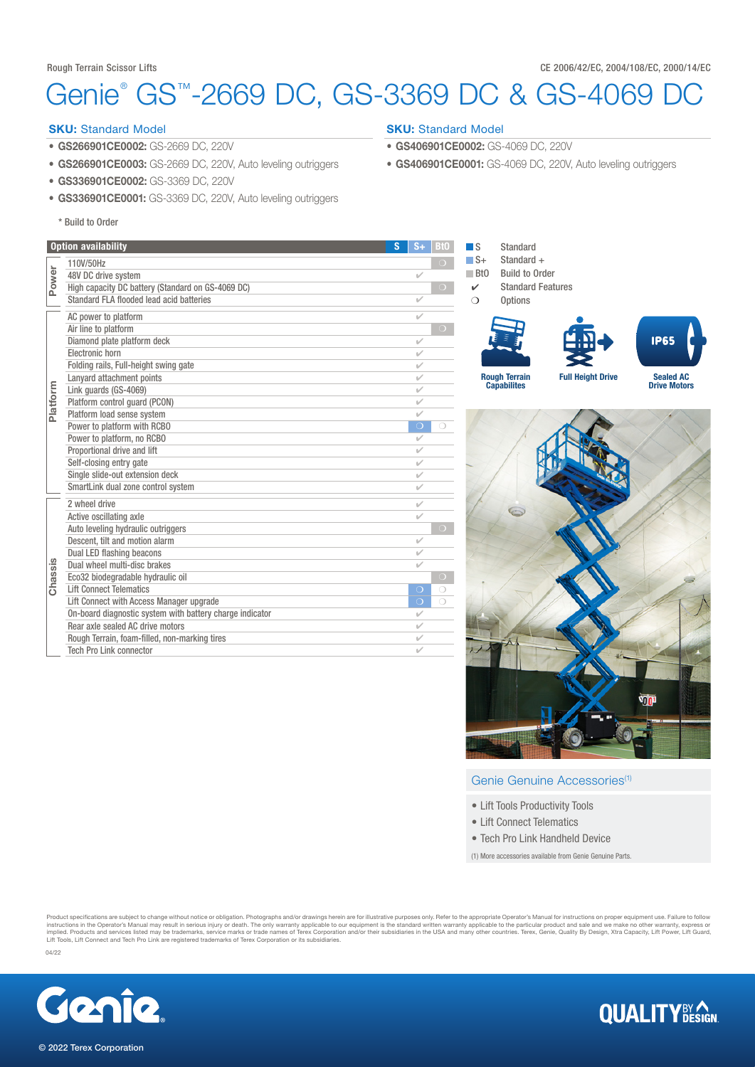Rough Terrain Scissor Lifts

CE 2006/42/EC, 2004/108/EC, 2000/14/EC

# Genie® GS™-2669 DC, GS-3369 DC & GS-4069 DC

## SKU: Standard Model

- **GS266901CE0002:** GS-2669 DC, 220V
- **GS266901CE0003:** GS-2669 DC, 220V, Auto leveling outriggers
- **GS336901CE0002:** GS-3369 DC, 220V
- **GS336901CE0001:** GS-3369 DC, 220V, Auto leveling outriggers

\* Build to Order

## SKU: Standard Model

- **GS406901CE0002:** GS-4069 DC, 220V
- **GS406901CE0001:** GS-4069 DC, 220V, Auto leveling outriggers

| | Option availability | S | S+ | BtO |
|---|---|---|---|---|
| Power | 110V/50Hz | | | ❍ |
| | 48V DC drive system | | ✔ | |
| | High capacity DC battery (Standard on GS-4069 DC) | | | ❍ |
| | Standard FLA flooded lead acid batteries | | ✔ | |
| Platform | AC power to platform | | ✔ | |
| | Air line to platform | | | ❍ |
| | Diamond plate platform deck | | ✔ | |
| | Electronic horn | | ✔ | |
| | Folding rails, Full-height swing gate | | ✔ | |
| | Lanyard attachment points | | ✔ | |
| | Link guards (GS-4069) | | ✔ | |
| | Platform control guard (PCON) | | ✔ | |
| | Platform load sense system | | ✔ | |
| | Power to platform with RCBO | | ❍ | ❍ |
| | Power to platform, no RCBO | | ✔ | |
| | Proportional drive and lift | | ✔ | |
| | Self-closing entry gate | | ✔ | |
| | Single slide-out extension deck | | ✔ | |
| | SmartLink dual zone control system | | ✔ | |
| Chassis | 2 wheel drive | | ✔ | |
| | Active oscillating axle | | ✔ | |
| | Auto leveling hydraulic outriggers | | | ❍ |
| | Descent, tilt and motion alarm | | ✔ | |
| | Dual LED flashing beacons | | ✔ | |
| | Dual wheel multi-disc brakes | | ✔ | |
| | Eco32 biodegradable hydraulic oil | | | ❍ |
| | Lift Connect Telematics | | ❍ | ❍ |
| | Lift Connect with Access Manager upgrade | | ❍ | ❍ |
| | On-board diagnostic system with battery charge indicator | | ✔ | |
| | Rear axle sealed AC drive motors | | ✔ | |
| | Rough Terrain, foam-filled, non-marking tires | | ✔ | |
| | Tech Pro Link connector | | ✔ | |

- S — Standard
- S+ — Standard +
- BtO — Build to Order
- ✔ — Standard Features
- ❍ — Options

Rough Terrain Capabilites

Full Height Drive

IP65 — Sealed AC Drive Motors

## Genie Genuine Accessories[1]

- Lift Tools Productivity Tools
- Lift Connect Telematics
- Tech Pro Link Handheld Device

(1) More accessories available from Genie Genuine Parts.

Product specifications are subject to change without notice or obligation. Photographs and/or drawings herein are for illustrative purposes only. Refer to the appropriate Operator's Manual for instructions on proper equipment use. Failure to follow instructions in the Operator's Manual may result in serious injury or death. The only warranty applicable to our equipment is the standard written warranty applicable to the particular product and sale and we make no other warranty, express or implied. Products and services listed may be trademarks, service marks or trade names of Terex Corporation and/or their subsidiaries in the USA and many other countries. Terex, Genie, Quality By Design, Xtra Capacity, Lift Power, Lift Guard, Lift Tools, Lift Connect and Tech Pro Link are registered trademarks of Terex Corporation or its subsidiaries.

04/22

© 2022 Terex Corporation